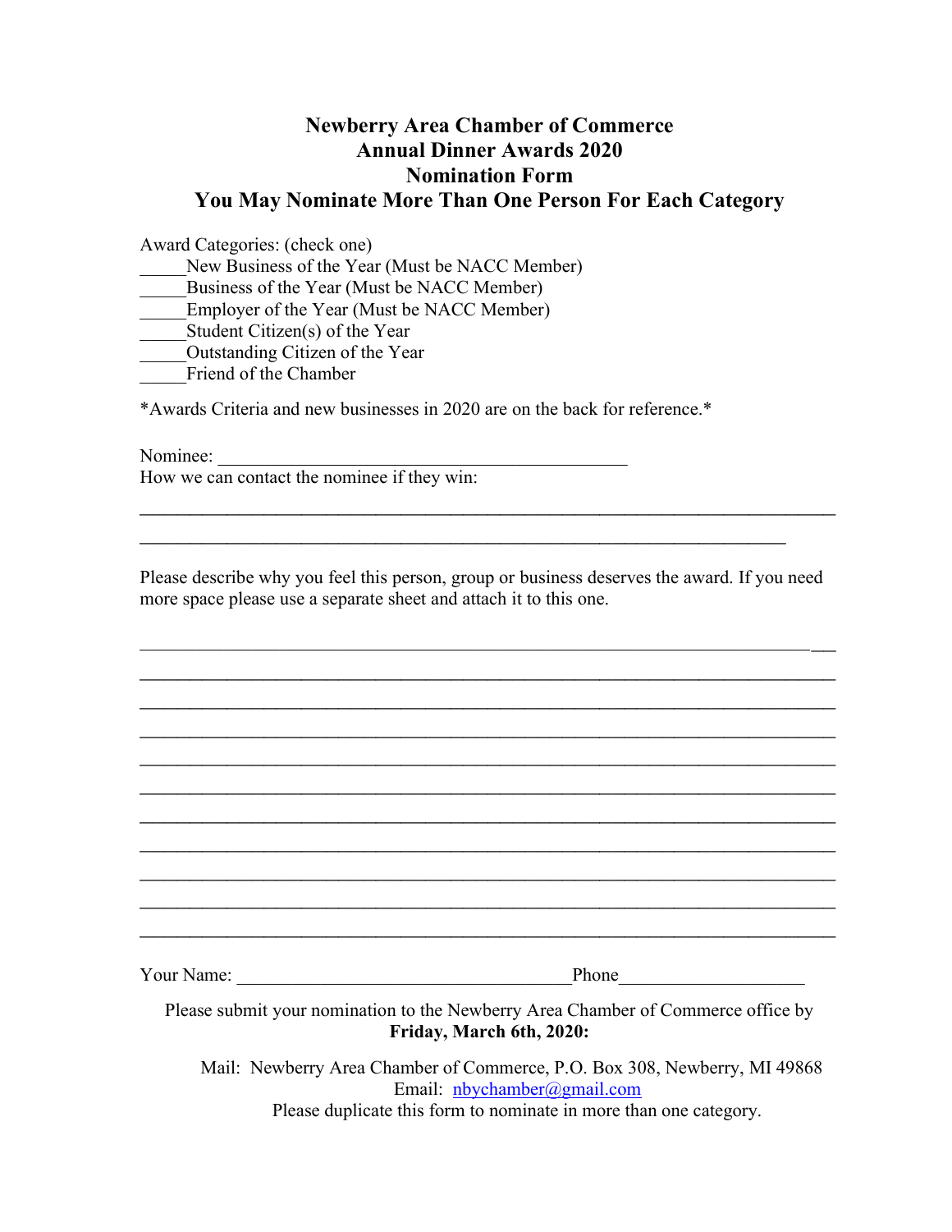# Newberry Area Chamber of Commerce
# Annual Dinner Awards 2020
# Nomination Form
# You May Nominate More Than One Person For Each Category

Award Categories: (check one)

_____New Business of the Year (Must be NACC Member)
_____Business of the Year (Must be NACC Member)
_____Employer of the Year (Must be NACC Member)
_____Student Citizen(s) of the Year
_____Outstanding Citizen of the Year
_____Friend of the Chamber

*Awards Criteria and new businesses in 2020 are on the back for reference.*

Nominee: _____________________________________________

How we can contact the nominee if they win:

_____________________________________________________________________________

_______________________________________________________________________

Please describe why you feel this person, group or business deserves the award. If you need more space please use a separate sheet and attach it to this one.

_____________________________________________________________________________

_____________________________________________________________________________

_____________________________________________________________________________

_____________________________________________________________________________

_____________________________________________________________________________

_____________________________________________________________________________

_____________________________________________________________________________

_____________________________________________________________________________

_____________________________________________________________________________

_____________________________________________________________________________

_____________________________________________________________________________

Your Name: _____________________________________Phone____________________

Please submit your nomination to the Newberry Area Chamber of Commerce office by **Friday, March 6th, 2020:**

Mail: Newberry Area Chamber of Commerce, P.O. Box 308, Newberry, MI 49868
Email: nbychamber@gmail.com
Please duplicate this form to nominate in more than one category.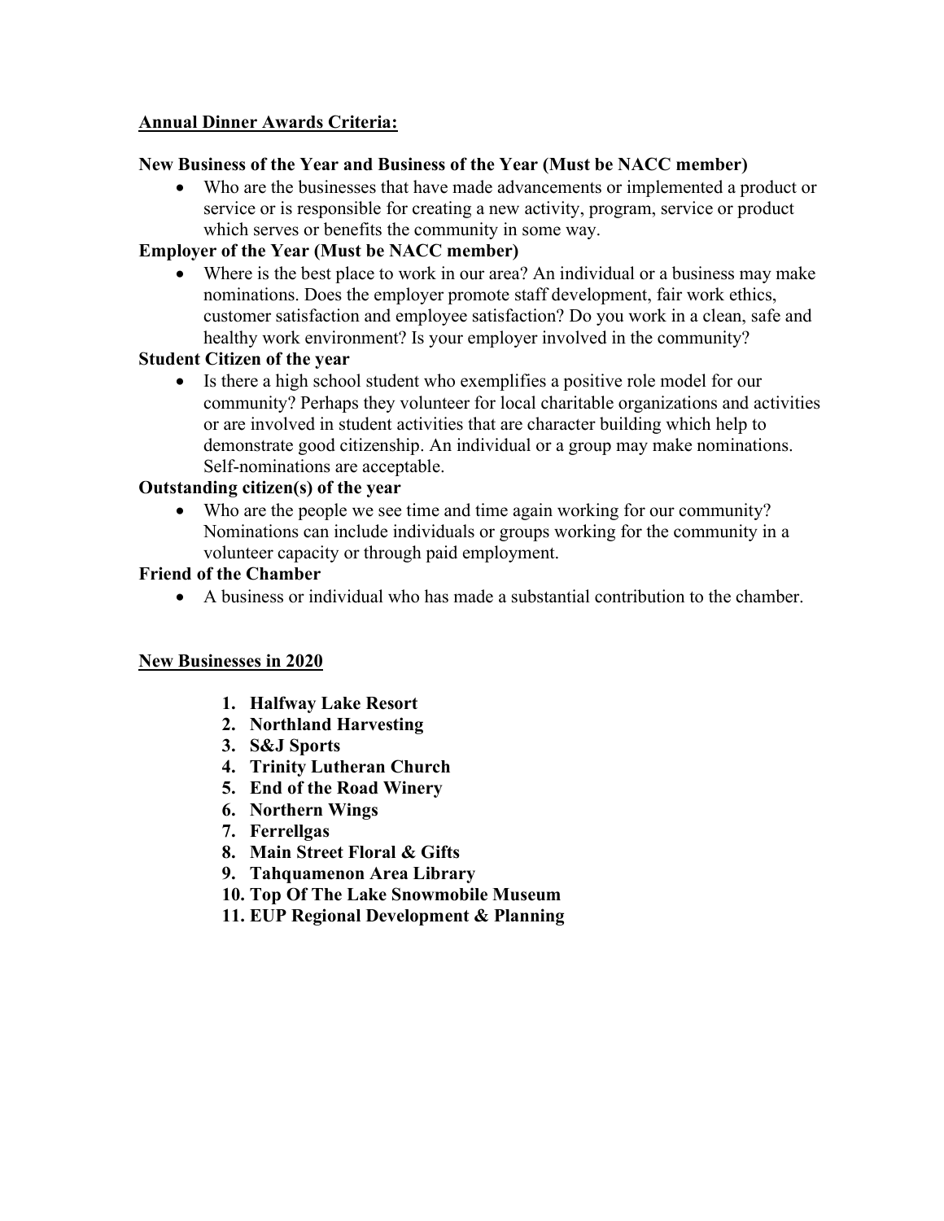## Annual Dinner Awards Criteria:

**New Business of the Year and Business of the Year (Must be NACC member)**

- Who are the businesses that have made advancements or implemented a product or service or is responsible for creating a new activity, program, service or product which serves or benefits the community in some way.

**Employer of the Year (Must be NACC member)**

- Where is the best place to work in our area? An individual or a business may make nominations. Does the employer promote staff development, fair work ethics, customer satisfaction and employee satisfaction? Do you work in a clean, safe and healthy work environment? Is your employer involved in the community?

**Student Citizen of the year**

- Is there a high school student who exemplifies a positive role model for our community? Perhaps they volunteer for local charitable organizations and activities or are involved in student activities that are character building which help to demonstrate good citizenship. An individual or a group may make nominations. Self-nominations are acceptable.

**Outstanding citizen(s) of the year**

- Who are the people we see time and time again working for our community? Nominations can include individuals or groups working for the community in a volunteer capacity or through paid employment.

**Friend of the Chamber**

- A business or individual who has made a substantial contribution to the chamber.

## New Businesses in 2020

1. **Halfway Lake Resort**
2. **Northland Harvesting**
3. **S&J Sports**
4. **Trinity Lutheran Church**
5. **End of the Road Winery**
6. **Northern Wings**
7. **Ferrellgas**
8. **Main Street Floral & Gifts**
9. **Tahquamenon Area Library**
10. **Top Of The Lake Snowmobile Museum**
11. **EUP Regional Development & Planning**